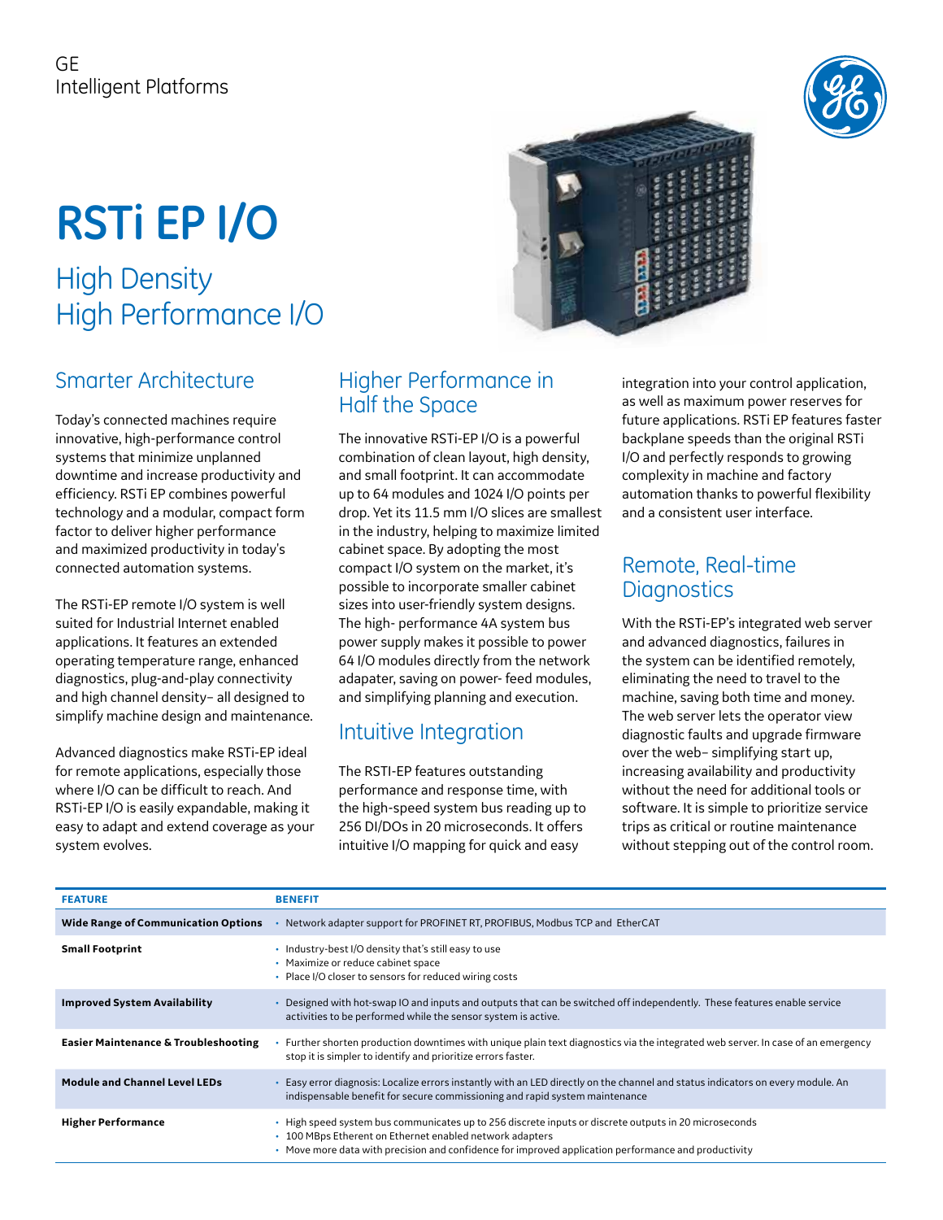GE
Intelligent Platforms

# RSTi EP I/O

## High Density
## High Performance I/O

### Smarter Architecture

Today's connected machines require innovative, high-performance control systems that minimize unplanned downtime and increase productivity and efficiency. RSTi EP combines powerful technology and a modular, compact form factor to deliver higher performance and maximized productivity in today's connected automation systems.

The RSTi-EP remote I/O system is well suited for Industrial Internet enabled applications. It features an extended operating temperature range, enhanced diagnostics, plug-and-play connectivity and high channel density– all designed to simplify machine design and maintenance.

Advanced diagnostics make RSTi-EP ideal for remote applications, especially those where I/O can be difficult to reach. And RSTi-EP I/O is easily expandable, making it easy to adapt and extend coverage as your system evolves.

### Higher Performance in Half the Space

The innovative RSTi-EP I/O is a powerful combination of clean layout, high density, and small footprint. It can accommodate up to 64 modules and 1024 I/O points per drop. Yet its 11.5 mm I/O slices are smallest in the industry, helping to maximize limited cabinet space. By adopting the most compact I/O system on the market, it's possible to incorporate smaller cabinet sizes into user-friendly system designs. The high- performance 4A system bus power supply makes it possible to power 64 I/O modules directly from the network adapater, saving on power- feed modules, and simplifying planning and execution.

### Intuitive Integration

The RSTI-EP features outstanding performance and response time, with the high-speed system bus reading up to 256 DI/DOs in 20 microseconds. It offers intuitive I/O mapping for quick and easy integration into your control application, as well as maximum power reserves for future applications. RSTi EP features faster backplane speeds than the original RSTi I/O and perfectly responds to growing complexity in machine and factory automation thanks to powerful flexibility and a consistent user interface.

### Remote, Real-time Diagnostics

With the RSTi-EP's integrated web server and advanced diagnostics, failures in the system can be identified remotely, eliminating the need to travel to the machine, saving both time and money. The web server lets the operator view diagnostic faults and upgrade firmware over the web– simplifying start up, increasing availability and productivity without the need for additional tools or software. It is simple to prioritize service trips as critical or routine maintenance without stepping out of the control room.

| FEATURE | BENEFIT |
|---|---|
| **Wide Range of Communication Options** | • Network adapter support for PROFINET RT, PROFIBUS, Modbus TCP and EtherCAT |
| **Small Footprint** | • Industry-best I/O density that's still easy to use<br>• Maximize or reduce cabinet space<br>• Place I/O closer to sensors for reduced wiring costs |
| **Improved System Availability** | • Designed with hot-swap IO and inputs and outputs that can be switched off independently. These features enable service activities to be performed while the sensor system is active. |
| **Easier Maintenance & Troubleshooting** | • Further shorten production downtimes with unique plain text diagnostics via the integrated web server. In case of an emergency stop it is simpler to identify and prioritize errors faster. |
| **Module and Channel Level LEDs** | • Easy error diagnosis: Localize errors instantly with an LED directly on the channel and status indicators on every module. An indispensable benefit for secure commissioning and rapid system maintenance |
| **Higher Performance** | • High speed system bus communicates up to 256 discrete inputs or discrete outputs in 20 microseconds<br>• 100 MBps Etherent on Ethernet enabled network adapters<br>• Move more data with precision and confidence for improved application performance and productivity |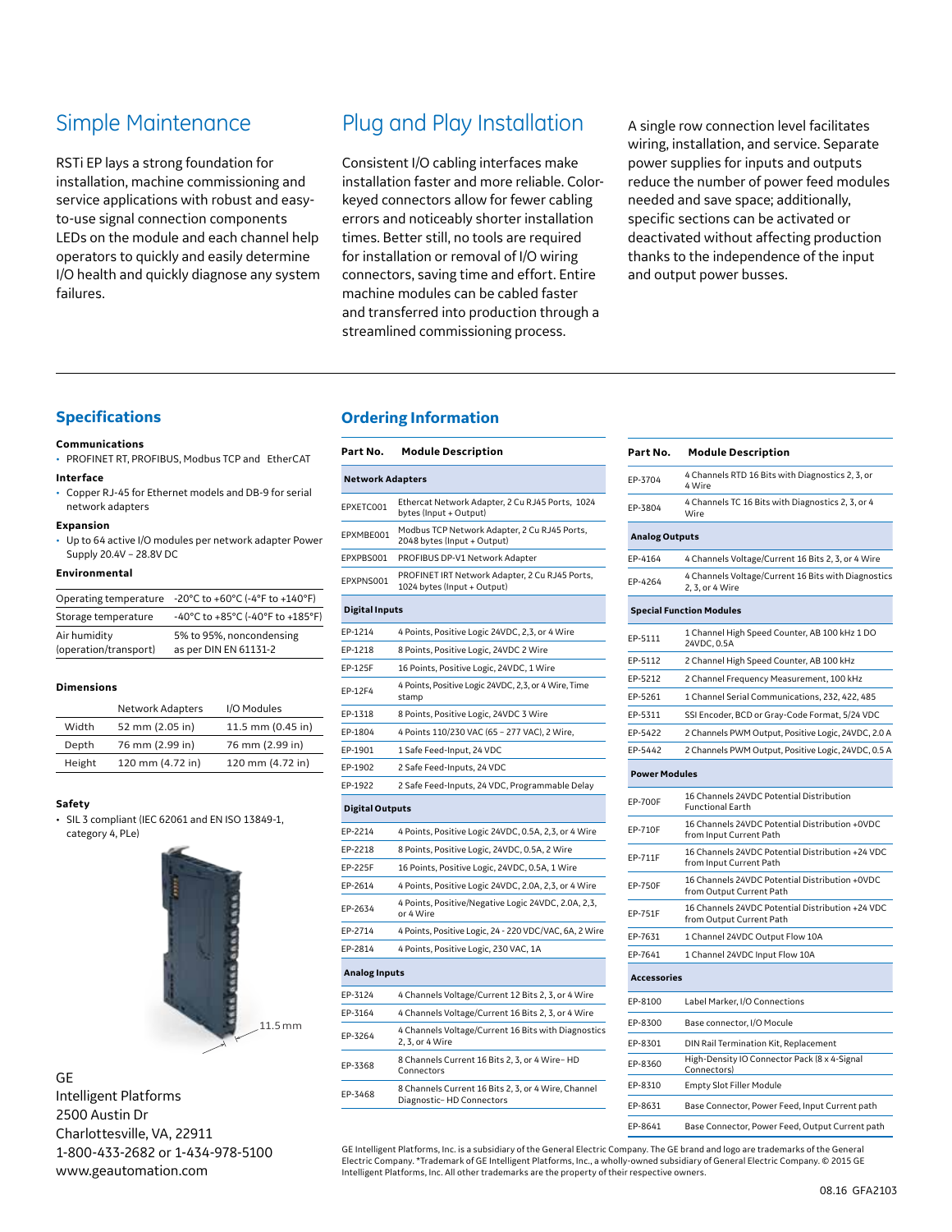## Simple Maintenance

RSTi EP lays a strong foundation for installation, machine commissioning and service applications with robust and easy-to-use signal connection components LEDs on the module and each channel help operators to quickly and easily determine I/O health and quickly diagnose any system failures.

## Plug and Play Installation

Consistent I/O cabling interfaces make installation faster and more reliable. Color-keyed connectors allow for fewer cabling errors and noticeably shorter installation times. Better still, no tools are required for installation or removal of I/O wiring connectors, saving time and effort. Entire machine modules can be cabled faster and transferred into production through a streamlined commissioning process.

A single row connection level facilitates wiring, installation, and service. Separate power supplies for inputs and outputs reduce the number of power feed modules needed and save space; additionally, specific sections can be activated or deactivated without affecting production thanks to the independence of the input and output power busses.

## Specifications

**Communications**

- PROFINET RT, PROFIBUS, Modbus TCP and EtherCAT

**Interface**

- Copper RJ-45 for Ethernet models and DB-9 for serial network adapters

**Expansion**

- Up to 64 active I/O modules per network adapter Power Supply 20.4V – 28.8V DC

**Environmental**

| | |
|---|---|
| Operating temperature | -20°C to +60°C (-4°F to +140°F) |
| Storage temperature | -40°C to +85°C (-40°F to +185°F) |
| Air humidity (operation/transport) | 5% to 95%, noncondensing as per DIN EN 61131-2 |

**Dimensions**

| | Network Adapters | I/O Modules |
|---|---|---|
| Width | 52 mm (2.05 in) | 11.5 mm (0.45 in) |
| Depth | 76 mm (2.99 in) | 76 mm (2.99 in) |
| Height | 120 mm (4.72 in) | 120 mm (4.72 in) |

**Safety**

- SIL 3 compliant (IEC 62061 and EN ISO 13849-1, category 4, PLe)

11.5 mm

GE
Intelligent Platforms
2500 Austin Dr
Charlottesville, VA, 22911
1-800-433-2682 or 1-434-978-5100
www.geautomation.com

## Ordering Information

| Part No. | Module Description |
|---|---|
| **Network Adapters** | |
| EPXETC001 | Ethercat Network Adapter, 2 Cu RJ45 Ports, 1024 bytes (Input + Output) |
| EPXMBE001 | Modbus TCP Network Adapter, 2 Cu RJ45 Ports, 2048 bytes (Input + Output) |
| EPXPBS001 | PROFIBUS DP-V1 Network Adapter |
| EPXPNS001 | PROFINET IRT Network Adapter, 2 Cu RJ45 Ports, 1024 bytes (Input + Output) |
| **Digital Inputs** | |
| EP-1214 | 4 Points, Positive Logic 24VDC, 2,3, or 4 Wire |
| EP-1218 | 8 Points, Positive Logic, 24VDC 2 Wire |
| EP-125F | 16 Points, Positive Logic, 24VDC, 1 Wire |
| EP-12F4 | 4 Points, Positive Logic 24VDC, 2,3, or 4 Wire, Time stamp |
| EP-1318 | 8 Points, Positive Logic, 24VDC 3 Wire |
| EP-1804 | 4 Points 110/230 VAC (65 – 277 VAC), 2 Wire, |
| EP-1901 | 1 Safe Feed-Input, 24 VDC |
| EP-1902 | 2 Safe Feed-Inputs, 24 VDC |
| EP-1922 | 2 Safe Feed-Inputs, 24 VDC, Programmable Delay |
| **Digital Outputs** | |
| EP-2214 | 4 Points, Positive Logic 24VDC, 0.5A, 2,3, or 4 Wire |
| EP-2218 | 8 Points, Positive Logic, 24VDC, 0.5A, 2 Wire |
| EP-225F | 16 Points, Positive Logic, 24VDC, 0.5A, 1 Wire |
| EP-2614 | 4 Points, Positive Logic 24VDC, 2.0A, 2,3, or 4 Wire |
| EP-2634 | 4 Points, Positive/Negative Logic 24VDC, 2.0A, 2,3, or 4 Wire |
| EP-2714 | 4 Points, Positive Logic, 24 - 220 VDC/VAC, 6A, 2 Wire |
| EP-2814 | 4 Points, Positive Logic, 230 VAC, 1A |
| **Analog Inputs** | |
| EP-3124 | 4 Channels Voltage/Current 12 Bits 2, 3, or 4 Wire |
| EP-3164 | 4 Channels Voltage/Current 16 Bits 2, 3, or 4 Wire |
| EP-3264 | 4 Channels Voltage/Current 16 Bits with Diagnostics 2, 3, or 4 Wire |
| EP-3368 | 8 Channels Current 16 Bits 2, 3, or 4 Wire– HD Connectors |
| EP-3468 | 8 Channels Current 16 Bits 2, 3, or 4 Wire, Channel Diagnostic– HD Connectors |
| EP-3704 | 4 Channels RTD 16 Bits with Diagnostics 2, 3, or 4 Wire |
| EP-3804 | 4 Channels TC 16 Bits with Diagnostics 2, 3, or 4 Wire |
| **Analog Outputs** | |
| EP-4164 | 4 Channels Voltage/Current 16 Bits 2, 3, or 4 Wire |
| EP-4264 | 4 Channels Voltage/Current 16 Bits with Diagnostics 2, 3, or 4 Wire |
| **Special Function Modules** | |
| EP-5111 | 1 Channel High Speed Counter, AB 100 kHz 1 DO 24VDC, 0.5A |
| EP-5112 | 2 Channel High Speed Counter, AB 100 kHz |
| EP-5212 | 2 Channel Frequency Measurement, 100 kHz |
| EP-5261 | 1 Channel Serial Communications, 232, 422, 485 |
| EP-5311 | SSI Encoder, BCD or Gray-Code Format, 5/24 VDC |
| EP-5422 | 2 Channels PWM Output, Positive Logic, 24VDC, 2.0 A |
| EP-5442 | 2 Channels PWM Output, Positive Logic, 24VDC, 0.5 A |
| **Power Modules** | |
| EP-700F | 16 Channels 24VDC Potential Distribution Functional Earth |
| EP-710F | 16 Channels 24VDC Potential Distribution +0VDC from Input Current Path |
| EP-711F | 16 Channels 24VDC Potential Distribution +24 VDC from Input Current Path |
| EP-750F | 16 Channels 24VDC Potential Distribution +0VDC from Output Current Path |
| EP-751F | 16 Channels 24VDC Potential Distribution +24 VDC from Output Current Path |
| EP-7631 | 1 Channel 24VDC Output Flow 10A |
| EP-7641 | 1 Channel 24VDC Input Flow 10A |
| **Accessories** | |
| EP-8100 | Label Marker, I/O Connections |
| EP-8300 | Base connector, I/O Mocule |
| EP-8301 | DIN Rail Termination Kit, Replacement |
| EP-8360 | High-Density IO Connector Pack (8 x 4-Signal Connectors) |
| EP-8310 | Empty Slot Filler Module |
| EP-8631 | Base Connector, Power Feed, Input Current path |
| EP-8641 | Base Connector, Power Feed, Output Current path |

GE Intelligent Platforms, Inc. is a subsidiary of the General Electric Company. The GE brand and logo are trademarks of the General Electric Company. *Trademark of GE Intelligent Platforms, Inc., a wholly-owned subsidiary of General Electric Company. © 2015 GE Intelligent Platforms, Inc. All other trademarks are the property of their respective owners.

08.16 GFA2103